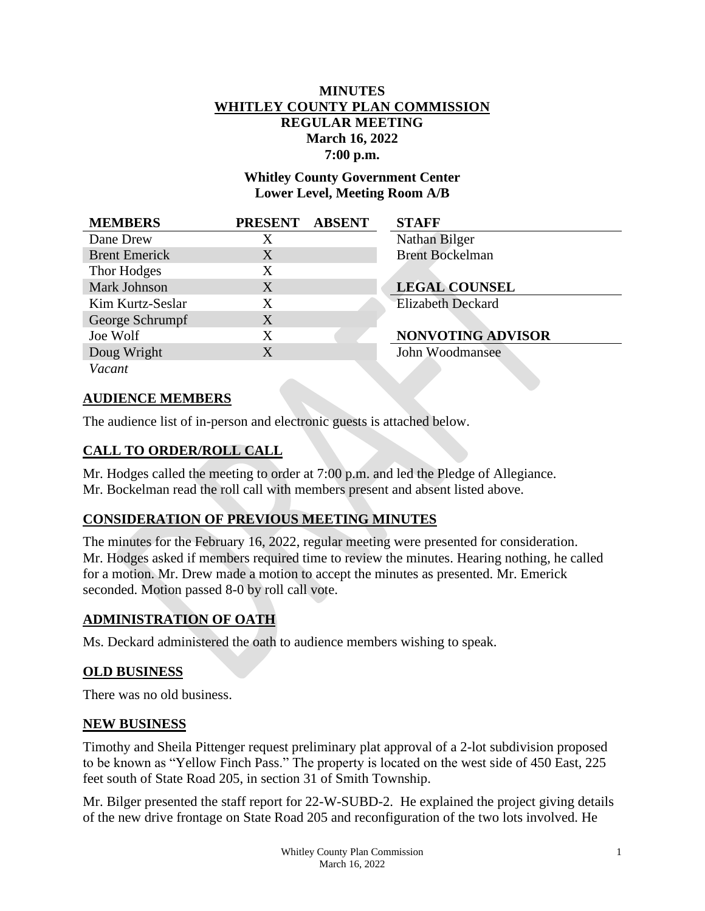# MINUTES

## WHITLEY COUNTY PLAN COMMISSION

## REGULAR MEETING

**March 16, 2022**

**7:00 p.m.**

**Whitley County Government Center**
**Lower Level, Meeting Room A/B**

| MEMBERS | PRESENT | ABSENT | STAFF |
|---|---|---|---|
| Dane Drew | X | | Nathan Bilger |
| Brent Emerick | X | | Brent Bockelman |
| Thor Hodges | X | | |
| Mark Johnson | X | | **LEGAL COUNSEL** |
| Kim Kurtz-Seslar | X | | Elizabeth Deckard |
| George Schrumpf | X | | |
| Joe Wolf | X | | **NONVOTING ADVISOR** |
| Doug Wright | X | | John Woodmansee |
| *Vacant* | | | |

## AUDIENCE MEMBERS

The audience list of in-person and electronic guests is attached below.

## CALL TO ORDER/ROLL CALL

Mr. Hodges called the meeting to order at 7:00 p.m. and led the Pledge of Allegiance.
Mr. Bockelman read the roll call with members present and absent listed above.

## CONSIDERATION OF PREVIOUS MEETING MINUTES

The minutes for the February 16, 2022, regular meeting were presented for consideration. Mr. Hodges asked if members required time to review the minutes. Hearing nothing, he called for a motion. Mr. Drew made a motion to accept the minutes as presented. Mr. Emerick seconded. Motion passed 8-0 by roll call vote.

## ADMINISTRATION OF OATH

Ms. Deckard administered the oath to audience members wishing to speak.

## OLD BUSINESS

There was no old business.

## NEW BUSINESS

Timothy and Sheila Pittenger request preliminary plat approval of a 2-lot subdivision proposed to be known as "Yellow Finch Pass." The property is located on the west side of 450 East, 225 feet south of State Road 205, in section 31 of Smith Township.

Mr. Bilger presented the staff report for 22-W-SUBD-2. He explained the project giving details of the new drive frontage on State Road 205 and reconfiguration of the two lots involved. He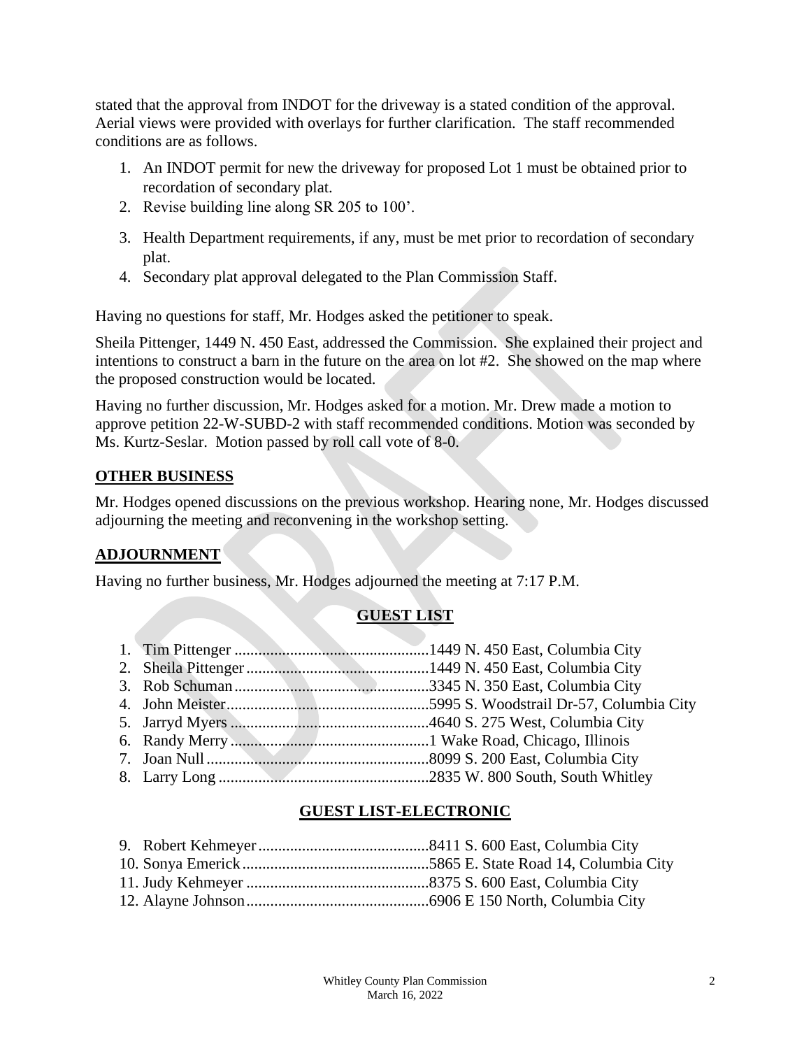stated that the approval from INDOT for the driveway is a stated condition of the approval. Aerial views were provided with overlays for further clarification. The staff recommended conditions are as follows.

1. An INDOT permit for new the driveway for proposed Lot 1 must be obtained prior to recordation of secondary plat.
2. Revise building line along SR 205 to 100'.
3. Health Department requirements, if any, must be met prior to recordation of secondary plat.
4. Secondary plat approval delegated to the Plan Commission Staff.

Having no questions for staff, Mr. Hodges asked the petitioner to speak.

Sheila Pittenger, 1449 N. 450 East, addressed the Commission. She explained their project and intentions to construct a barn in the future on the area on lot #2. She showed on the map where the proposed construction would be located.

Having no further discussion, Mr. Hodges asked for a motion. Mr. Drew made a motion to approve petition 22-W-SUBD-2 with staff recommended conditions. Motion was seconded by Ms. Kurtz-Seslar. Motion passed by roll call vote of 8-0.

## OTHER BUSINESS

Mr. Hodges opened discussions on the previous workshop. Hearing none, Mr. Hodges discussed adjourning the meeting and reconvening in the workshop setting.

## ADJOURNMENT

Having no further business, Mr. Hodges adjourned the meeting at 7:17 P.M.

## GUEST LIST

1. Tim Pittenger ................................................1449 N. 450 East, Columbia City
2. Sheila Pittenger ..............................................1449 N. 450 East, Columbia City
3. Rob Schuman ................................................3345 N. 350 East, Columbia City
4. John Meister...................................................5995 S. Woodstrail Dr-57, Columbia City
5. Jarryd Myers ..................................................4640 S. 275 West, Columbia City
6. Randy Merry ..................................................1 Wake Road, Chicago, Illinois
7. Joan Null ........................................................8099 S. 200 East, Columbia City
8. Larry Long .....................................................2835 W. 800 South, South Whitley

## GUEST LIST-ELECTRONIC

9. Robert Kehmeyer ...........................................8411 S. 600 East, Columbia City
10. Sonya Emerick ...............................................5865 E. State Road 14, Columbia City
11. Judy Kehmeyer ..............................................8375 S. 600 East, Columbia City
12. Alayne Johnson ..............................................6906 E 150 North, Columbia City